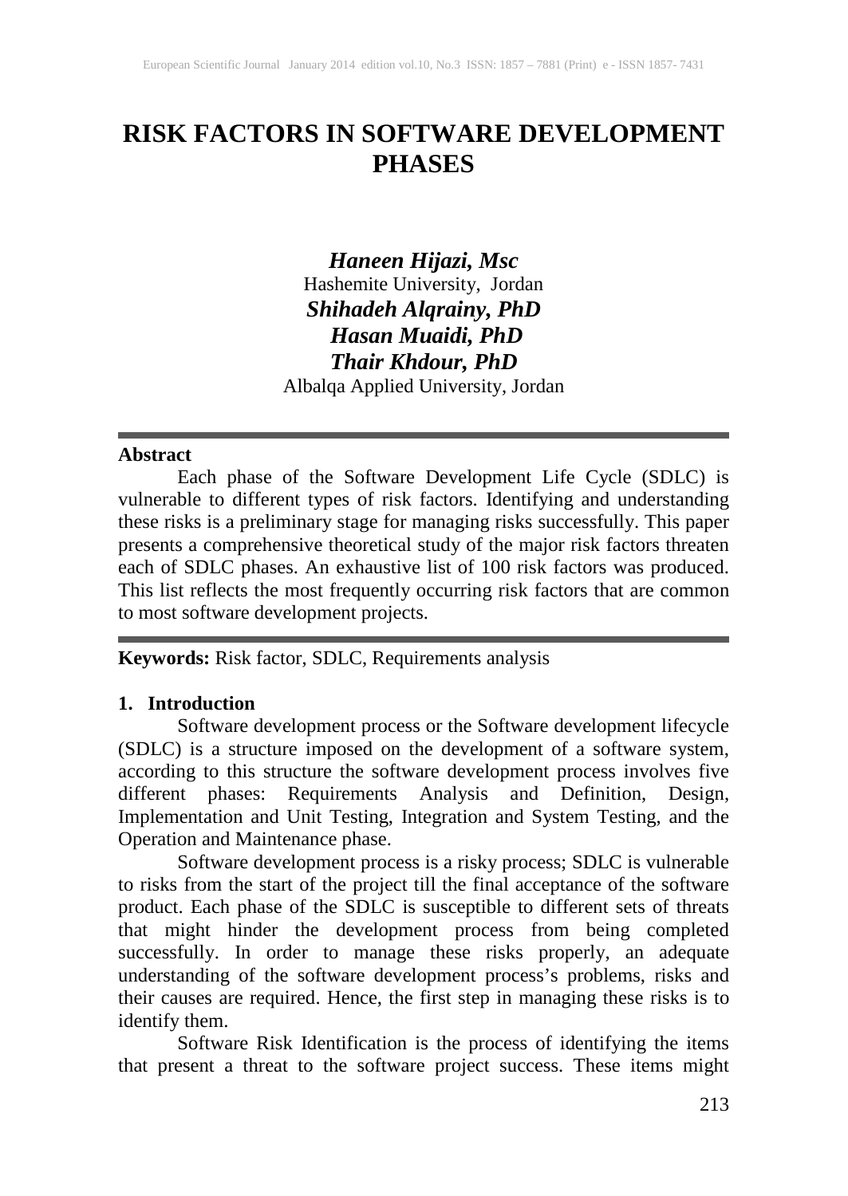# RISK FACTORS IN SOFTWARE DEVELOPMENT PHASES

***Haneen Hijazi, Msc***
Hashemite University, Jordan
***Shihadeh Alqrainy, PhD***
***Hasan Muaidi, PhD***
***Thair Khdour, PhD***
Albalqa Applied University, Jordan

---

**Abstract**

Each phase of the Software Development Life Cycle (SDLC) is vulnerable to different types of risk factors. Identifying and understanding these risks is a preliminary stage for managing risks successfully. This paper presents a comprehensive theoretical study of the major risk factors threaten each of SDLC phases. An exhaustive list of 100 risk factors was produced. This list reflects the most frequently occurring risk factors that are common to most software development projects.

---

**Keywords:** Risk factor, SDLC, Requirements analysis

## 1. Introduction

Software development process or the Software development lifecycle (SDLC) is a structure imposed on the development of a software system, according to this structure the software development process involves five different phases: Requirements Analysis and Definition, Design, Implementation and Unit Testing, Integration and System Testing, and the Operation and Maintenance phase.

Software development process is a risky process; SDLC is vulnerable to risks from the start of the project till the final acceptance of the software product. Each phase of the SDLC is susceptible to different sets of threats that might hinder the development process from being completed successfully. In order to manage these risks properly, an adequate understanding of the software development process's problems, risks and their causes are required. Hence, the first step in managing these risks is to identify them.

Software Risk Identification is the process of identifying the items that present a threat to the software project success. These items might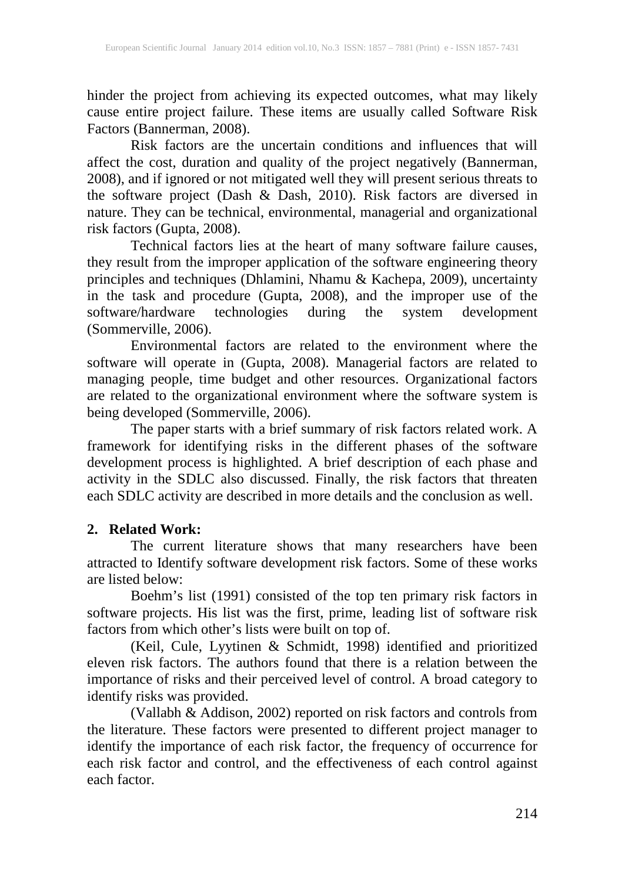hinder the project from achieving its expected outcomes, what may likely cause entire project failure. These items are usually called Software Risk Factors (Bannerman, 2008).

Risk factors are the uncertain conditions and influences that will affect the cost, duration and quality of the project negatively (Bannerman, 2008), and if ignored or not mitigated well they will present serious threats to the software project (Dash & Dash, 2010). Risk factors are diversed in nature. They can be technical, environmental, managerial and organizational risk factors (Gupta, 2008).

Technical factors lies at the heart of many software failure causes, they result from the improper application of the software engineering theory principles and techniques (Dhlamini, Nhamu & Kachepa, 2009), uncertainty in the task and procedure (Gupta, 2008), and the improper use of the software/hardware technologies during the system development (Sommerville, 2006).

Environmental factors are related to the environment where the software will operate in (Gupta, 2008). Managerial factors are related to managing people, time budget and other resources. Organizational factors are related to the organizational environment where the software system is being developed (Sommerville, 2006).

The paper starts with a brief summary of risk factors related work. A framework for identifying risks in the different phases of the software development process is highlighted. A brief description of each phase and activity in the SDLC also discussed. Finally, the risk factors that threaten each SDLC activity are described in more details and the conclusion as well.

## 2. Related Work:

The current literature shows that many researchers have been attracted to Identify software development risk factors. Some of these works are listed below:

Boehm's list (1991) consisted of the top ten primary risk factors in software projects. His list was the first, prime, leading list of software risk factors from which other's lists were built on top of.

(Keil, Cule, Lyytinen & Schmidt, 1998) identified and prioritized eleven risk factors. The authors found that there is a relation between the importance of risks and their perceived level of control. A broad category to identify risks was provided.

(Vallabh & Addison, 2002) reported on risk factors and controls from the literature. These factors were presented to different project manager to identify the importance of each risk factor, the frequency of occurrence for each risk factor and control, and the effectiveness of each control against each factor.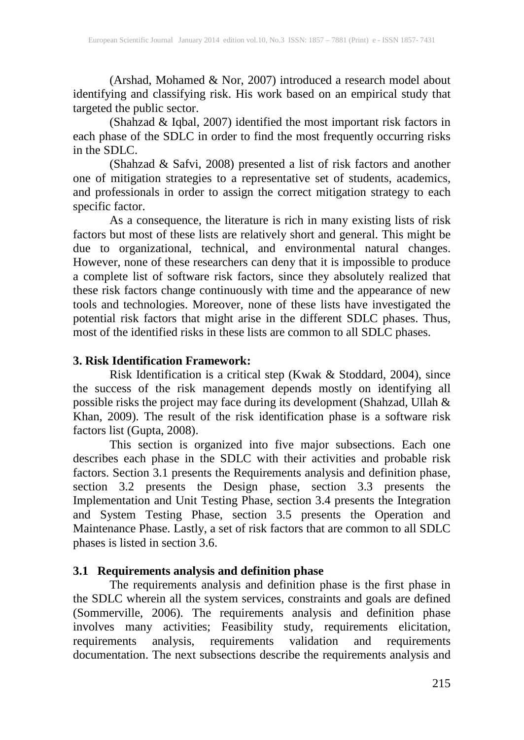(Arshad, Mohamed & Nor, 2007) introduced a research model about identifying and classifying risk. His work based on an empirical study that targeted the public sector.

(Shahzad & Iqbal, 2007) identified the most important risk factors in each phase of the SDLC in order to find the most frequently occurring risks in the SDLC.

(Shahzad & Safvi, 2008) presented a list of risk factors and another one of mitigation strategies to a representative set of students, academics, and professionals in order to assign the correct mitigation strategy to each specific factor.

As a consequence, the literature is rich in many existing lists of risk factors but most of these lists are relatively short and general. This might be due to organizational, technical, and environmental natural changes. However, none of these researchers can deny that it is impossible to produce a complete list of software risk factors, since they absolutely realized that these risk factors change continuously with time and the appearance of new tools and technologies. Moreover, none of these lists have investigated the potential risk factors that might arise in the different SDLC phases. Thus, most of the identified risks in these lists are common to all SDLC phases.

## 3. Risk Identification Framework:

Risk Identification is a critical step (Kwak & Stoddard, 2004), since the success of the risk management depends mostly on identifying all possible risks the project may face during its development (Shahzad, Ullah & Khan, 2009). The result of the risk identification phase is a software risk factors list (Gupta, 2008).

This section is organized into five major subsections. Each one describes each phase in the SDLC with their activities and probable risk factors. Section 3.1 presents the Requirements analysis and definition phase, section 3.2 presents the Design phase, section 3.3 presents the Implementation and Unit Testing Phase, section 3.4 presents the Integration and System Testing Phase, section 3.5 presents the Operation and Maintenance Phase. Lastly, a set of risk factors that are common to all SDLC phases is listed in section 3.6.

### 3.1 Requirements analysis and definition phase

The requirements analysis and definition phase is the first phase in the SDLC wherein all the system services, constraints and goals are defined (Sommerville, 2006). The requirements analysis and definition phase involves many activities; Feasibility study, requirements elicitation, requirements analysis, requirements validation and requirements documentation. The next subsections describe the requirements analysis and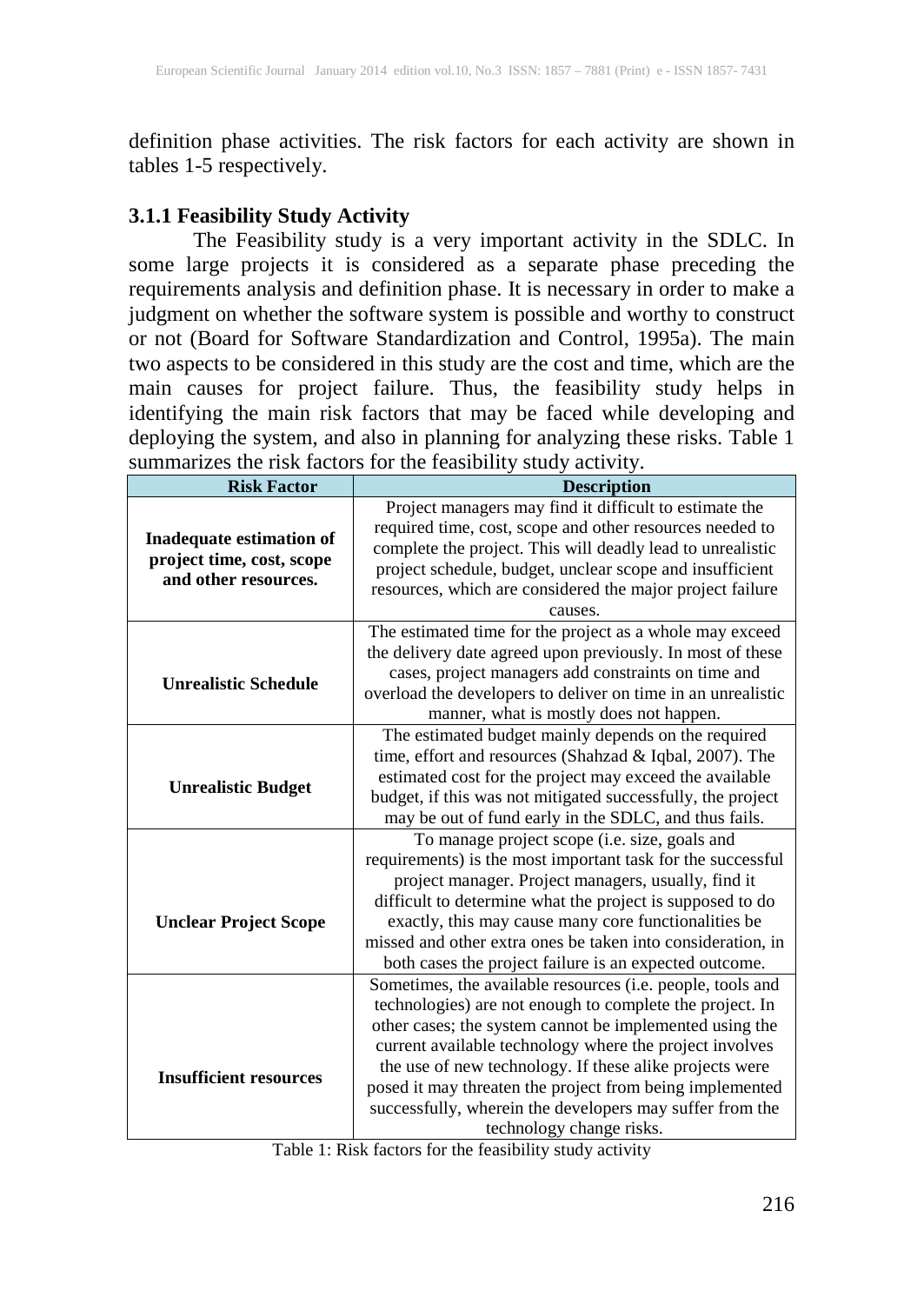definition phase activities. The risk factors for each activity are shown in tables 1-5 respectively.

### 3.1.1 Feasibility Study Activity

The Feasibility study is a very important activity in the SDLC. In some large projects it is considered as a separate phase preceding the requirements analysis and definition phase. It is necessary in order to make a judgment on whether the software system is possible and worthy to construct or not (Board for Software Standardization and Control, 1995a). The main two aspects to be considered in this study are the cost and time, which are the main causes for project failure. Thus, the feasibility study helps in identifying the main risk factors that may be faced while developing and deploying the system, and also in planning for analyzing these risks. Table 1 summarizes the risk factors for the feasibility study activity.

| Risk Factor | Description |
|---|---|
| **Inadequate estimation of project time, cost, scope and other resources.** | Project managers may find it difficult to estimate the required time, cost, scope and other resources needed to complete the project. This will deadly lead to unrealistic project schedule, budget, unclear scope and insufficient resources, which are considered the major project failure causes. |
| **Unrealistic Schedule** | The estimated time for the project as a whole may exceed the delivery date agreed upon previously. In most of these cases, project managers add constraints on time and overload the developers to deliver on time in an unrealistic manner, what is mostly does not happen. |
| **Unrealistic Budget** | The estimated budget mainly depends on the required time, effort and resources (Shahzad & Iqbal, 2007). The estimated cost for the project may exceed the available budget, if this was not mitigated successfully, the project may be out of fund early in the SDLC, and thus fails. |
| **Unclear Project Scope** | To manage project scope (i.e. size, goals and requirements) is the most important task for the successful project manager. Project managers, usually, find it difficult to determine what the project is supposed to do exactly, this may cause many core functionalities be missed and other extra ones be taken into consideration, in both cases the project failure is an expected outcome. |
| **Insufficient resources** | Sometimes, the available resources (i.e. people, tools and technologies) are not enough to complete the project. In other cases; the system cannot be implemented using the current available technology where the project involves the use of new technology. If these alike projects were posed it may threaten the project from being implemented successfully, wherein the developers may suffer from the technology change risks. |

Table 1: Risk factors for the feasibility study activity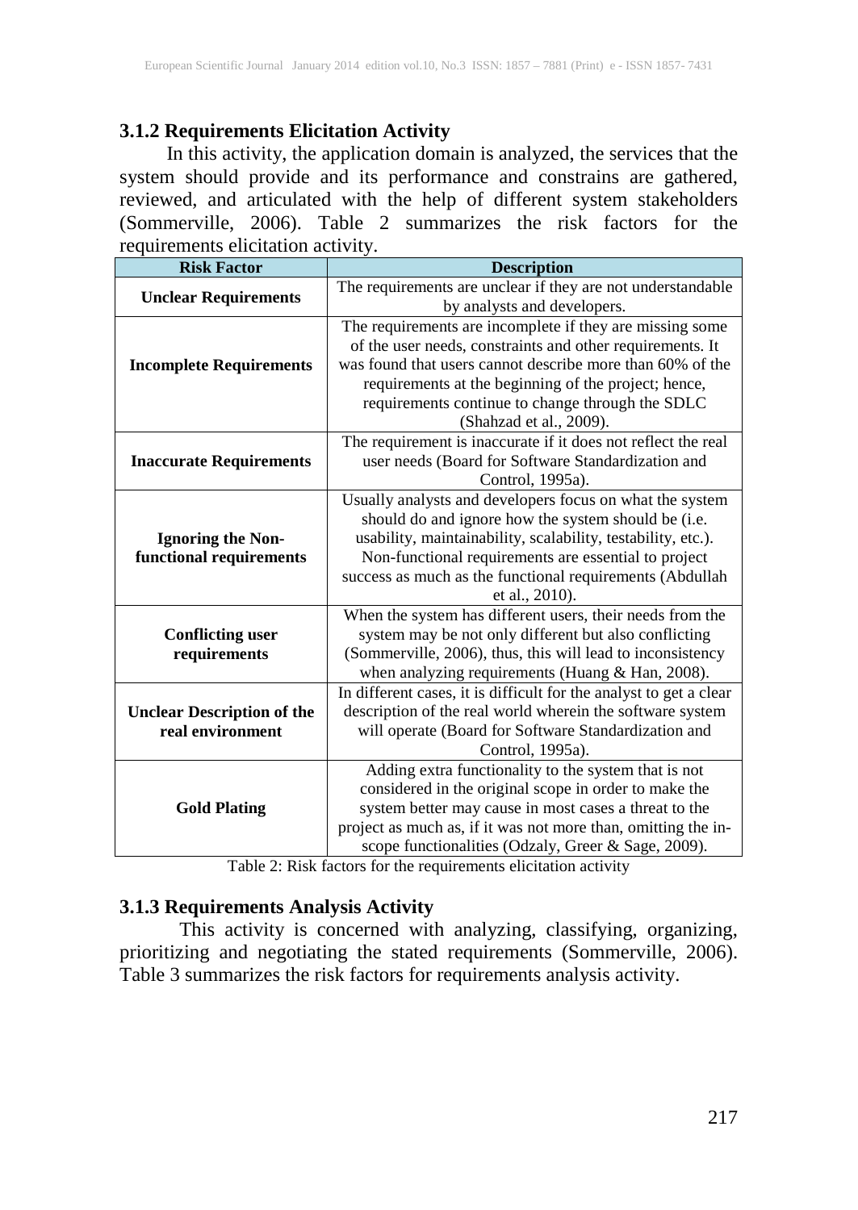### 3.1.2 Requirements Elicitation Activity

In this activity, the application domain is analyzed, the services that the system should provide and its performance and constrains are gathered, reviewed, and articulated with the help of different system stakeholders (Sommerville, 2006). Table 2 summarizes the risk factors for the requirements elicitation activity.

| Risk Factor | Description |
|---|---|
| **Unclear Requirements** | The requirements are unclear if they are not understandable by analysts and developers. |
| **Incomplete Requirements** | The requirements are incomplete if they are missing some of the user needs, constraints and other requirements. It was found that users cannot describe more than 60% of the requirements at the beginning of the project; hence, requirements continue to change through the SDLC (Shahzad et al., 2009). |
| **Inaccurate Requirements** | The requirement is inaccurate if it does not reflect the real user needs (Board for Software Standardization and Control, 1995a). |
| **Ignoring the Non-functional requirements** | Usually analysts and developers focus on what the system should do and ignore how the system should be (i.e. usability, maintainability, scalability, testability, etc.). Non-functional requirements are essential to project success as much as the functional requirements (Abdullah et al., 2010). |
| **Conflicting user requirements** | When the system has different users, their needs from the system may be not only different but also conflicting (Sommerville, 2006), thus, this will lead to inconsistency when analyzing requirements (Huang & Han, 2008). |
| **Unclear Description of the real environment** | In different cases, it is difficult for the analyst to get a clear description of the real world wherein the software system will operate (Board for Software Standardization and Control, 1995a). |
| **Gold Plating** | Adding extra functionality to the system that is not considered in the original scope in order to make the system better may cause in most cases a threat to the project as much as, if it was not more than, omitting the in-scope functionalities (Odzaly, Greer & Sage, 2009). |

Table 2: Risk factors for the requirements elicitation activity

### 3.1.3 Requirements Analysis Activity

This activity is concerned with analyzing, classifying, organizing, prioritizing and negotiating the stated requirements (Sommerville, 2006). Table 3 summarizes the risk factors for requirements analysis activity.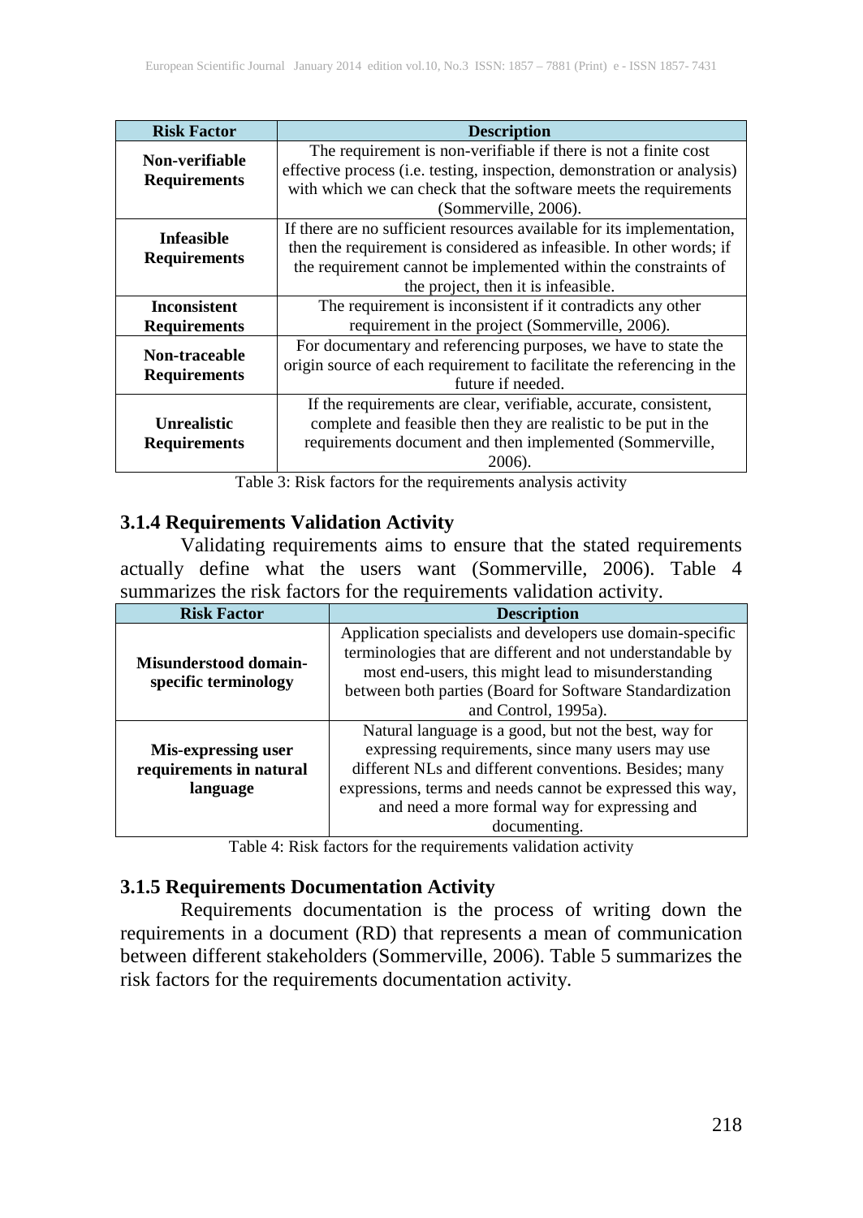| Risk Factor | Description |
|---|---|
| **Non-verifiable Requirements** | The requirement is non-verifiable if there is not a finite cost effective process (i.e. testing, inspection, demonstration or analysis) with which we can check that the software meets the requirements (Sommerville, 2006). |
| **Infeasible Requirements** | If there are no sufficient resources available for its implementation, then the requirement is considered as infeasible. In other words; if the requirement cannot be implemented within the constraints of the project, then it is infeasible. |
| **Inconsistent Requirements** | The requirement is inconsistent if it contradicts any other requirement in the project (Sommerville, 2006). |
| **Non-traceable Requirements** | For documentary and referencing purposes, we have to state the origin source of each requirement to facilitate the referencing in the future if needed. |
| **Unrealistic Requirements** | If the requirements are clear, verifiable, accurate, consistent, complete and feasible then they are realistic to be put in the requirements document and then implemented (Sommerville, 2006). |

Table 3: Risk factors for the requirements analysis activity

### 3.1.4 Requirements Validation Activity

Validating requirements aims to ensure that the stated requirements actually define what the users want (Sommerville, 2006). Table 4 summarizes the risk factors for the requirements validation activity.

| Risk Factor | Description |
|---|---|
| **Misunderstood domain-specific terminology** | Application specialists and developers use domain-specific terminologies that are different and not understandable by most end-users, this might lead to misunderstanding between both parties (Board for Software Standardization and Control, 1995a). |
| **Mis-expressing user requirements in natural language** | Natural language is a good, but not the best, way for expressing requirements, since many users may use different NLs and different conventions. Besides; many expressions, terms and needs cannot be expressed this way, and need a more formal way for expressing and documenting. |

Table 4: Risk factors for the requirements validation activity

### 3.1.5 Requirements Documentation Activity

Requirements documentation is the process of writing down the requirements in a document (RD) that represents a mean of communication between different stakeholders (Sommerville, 2006). Table 5 summarizes the risk factors for the requirements documentation activity.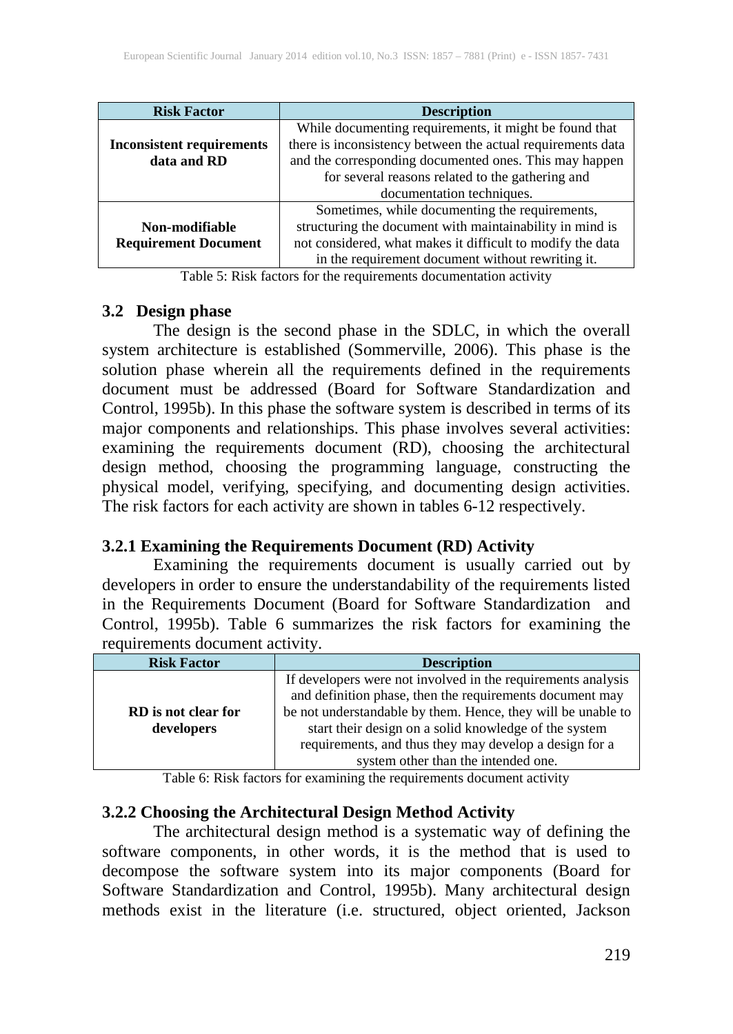| Risk Factor | Description |
|---|---|
| **Inconsistent requirements data and RD** | While documenting requirements, it might be found that there is inconsistency between the actual requirements data and the corresponding documented ones. This may happen for several reasons related to the gathering and documentation techniques. |
| **Non-modifiable Requirement Document** | Sometimes, while documenting the requirements, structuring the document with maintainability in mind is not considered, what makes it difficult to modify the data in the requirement document without rewriting it. |

Table 5: Risk factors for the requirements documentation activity

### 3.2 Design phase

The design is the second phase in the SDLC, in which the overall system architecture is established (Sommerville, 2006). This phase is the solution phase wherein all the requirements defined in the requirements document must be addressed (Board for Software Standardization and Control, 1995b). In this phase the software system is described in terms of its major components and relationships. This phase involves several activities: examining the requirements document (RD), choosing the architectural design method, choosing the programming language, constructing the physical model, verifying, specifying, and documenting design activities. The risk factors for each activity are shown in tables 6-12 respectively.

#### 3.2.1 Examining the Requirements Document (RD) Activity

Examining the requirements document is usually carried out by developers in order to ensure the understandability of the requirements listed in the Requirements Document (Board for Software Standardization and Control, 1995b). Table 6 summarizes the risk factors for examining the requirements document activity.

| Risk Factor | Description |
|---|---|
| **RD is not clear for developers** | If developers were not involved in the requirements analysis and definition phase, then the requirements document may be not understandable by them. Hence, they will be unable to start their design on a solid knowledge of the system requirements, and thus they may develop a design for a system other than the intended one. |

Table 6: Risk factors for examining the requirements document activity

#### 3.2.2 Choosing the Architectural Design Method Activity

The architectural design method is a systematic way of defining the software components, in other words, it is the method that is used to decompose the software system into its major components (Board for Software Standardization and Control, 1995b). Many architectural design methods exist in the literature (i.e. structured, object oriented, Jackson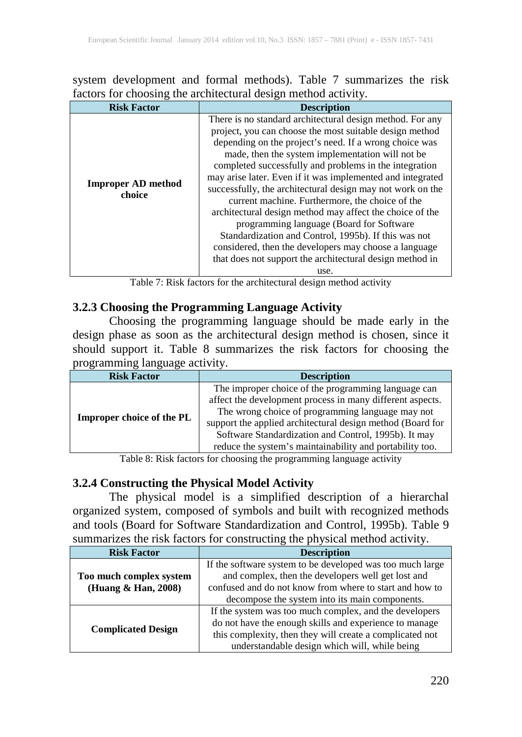system development and formal methods). Table 7 summarizes the risk factors for choosing the architectural design method activity.

| Risk Factor | Description |
|---|---|
| **Improper AD method choice** | There is no standard architectural design method. For any project, you can choose the most suitable design method depending on the project's need. If a wrong choice was made, then the system implementation will not be completed successfully and problems in the integration may arise later. Even if it was implemented and integrated successfully, the architectural design may not work on the current machine. Furthermore, the choice of the architectural design method may affect the choice of the programming language (Board for Software Standardization and Control, 1995b). If this was not considered, then the developers may choose a language that does not support the architectural design method in use. |

Table 7: Risk factors for the architectural design method activity

### 3.2.3 Choosing the Programming Language Activity

Choosing the programming language should be made early in the design phase as soon as the architectural design method is chosen, since it should support it. Table 8 summarizes the risk factors for choosing the programming language activity.

| Risk Factor | Description |
|---|---|
| **Improper choice of the PL** | The improper choice of the programming language can affect the development process in many different aspects. The wrong choice of programming language may not support the applied architectural design method (Board for Software Standardization and Control, 1995b). It may reduce the system's maintainability and portability too. |

Table 8: Risk factors for choosing the programming language activity

### 3.2.4 Constructing the Physical Model Activity

The physical model is a simplified description of a hierarchal organized system, composed of symbols and built with recognized methods and tools (Board for Software Standardization and Control, 1995b). Table 9 summarizes the risk factors for constructing the physical method activity.

| Risk Factor | Description |
|---|---|
| **Too much complex system (Huang & Han, 2008)** | If the software system to be developed was too much large and complex, then the developers well get lost and confused and do not know from where to start and how to decompose the system into its main components. |
| **Complicated Design** | If the system was too much complex, and the developers do not have the enough skills and experience to manage this complexity, then they will create a complicated not understandable design which will, while being |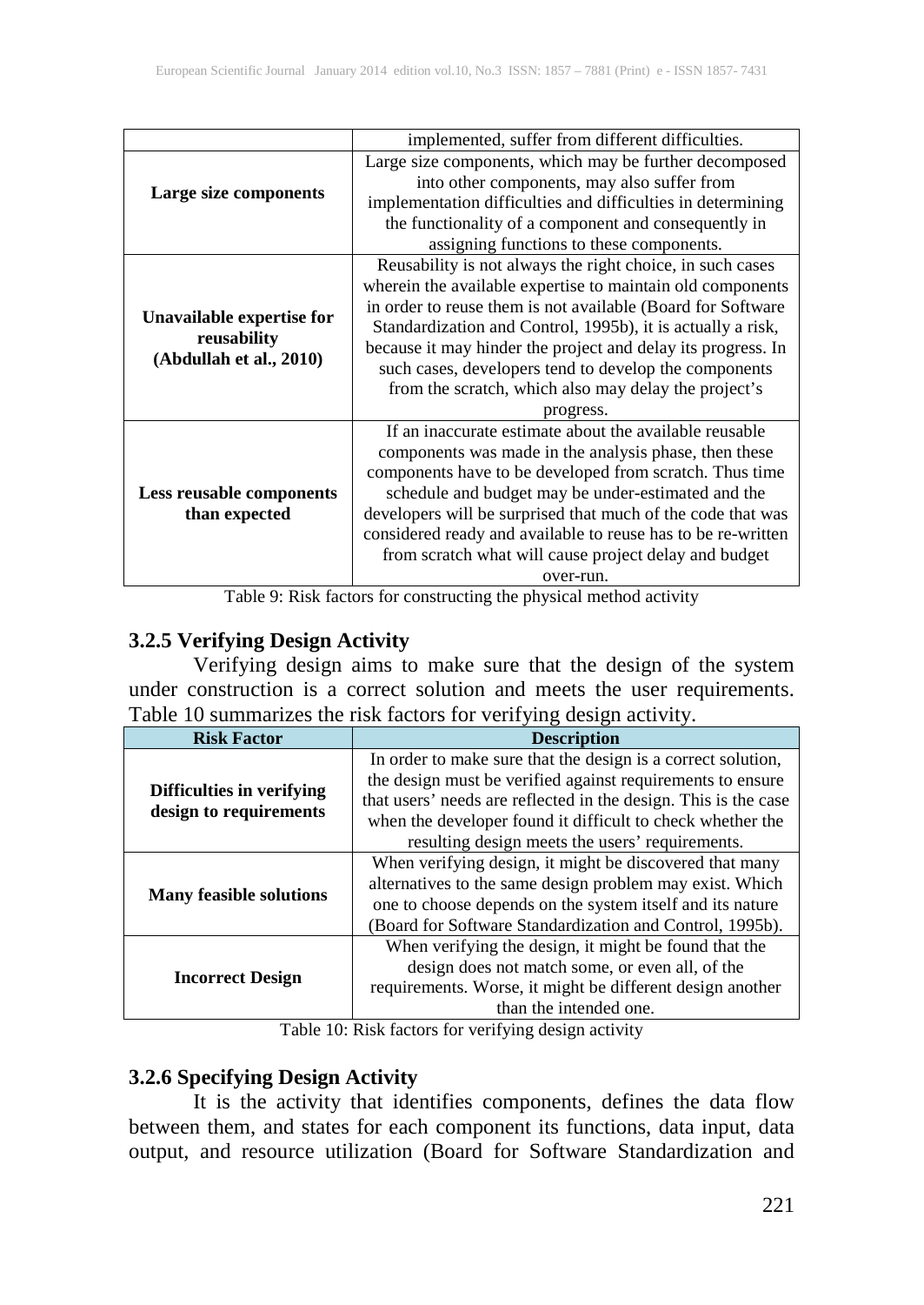| | |
|---|---|
| | implemented, suffer from different difficulties. |
| **Large size components** | Large size components, which may be further decomposed into other components, may also suffer from implementation difficulties and difficulties in determining the functionality of a component and consequently in assigning functions to these components. |
| **Unavailable expertise for reusability (Abdullah et al., 2010)** | Reusability is not always the right choice, in such cases wherein the available expertise to maintain old components in order to reuse them is not available (Board for Software Standardization and Control, 1995b), it is actually a risk, because it may hinder the project and delay its progress. In such cases, developers tend to develop the components from the scratch, which also may delay the project's progress. |
| **Less reusable components than expected** | If an inaccurate estimate about the available reusable components was made in the analysis phase, then these components have to be developed from scratch. Thus time schedule and budget may be under-estimated and the developers will be surprised that much of the code that was considered ready and available to reuse has to be re-written from scratch what will cause project delay and budget over-run. |

Table 9: Risk factors for constructing the physical method activity

### 3.2.5 Verifying Design Activity

Verifying design aims to make sure that the design of the system under construction is a correct solution and meets the user requirements. Table 10 summarizes the risk factors for verifying design activity.

| Risk Factor | Description |
|---|---|
| **Difficulties in verifying design to requirements** | In order to make sure that the design is a correct solution, the design must be verified against requirements to ensure that users' needs are reflected in the design. This is the case when the developer found it difficult to check whether the resulting design meets the users' requirements. |
| **Many feasible solutions** | When verifying design, it might be discovered that many alternatives to the same design problem may exist. Which one to choose depends on the system itself and its nature (Board for Software Standardization and Control, 1995b). |
| **Incorrect Design** | When verifying the design, it might be found that the design does not match some, or even all, of the requirements. Worse, it might be different design another than the intended one. |

Table 10: Risk factors for verifying design activity

### 3.2.6 Specifying Design Activity

It is the activity that identifies components, defines the data flow between them, and states for each component its functions, data input, data output, and resource utilization (Board for Software Standardization and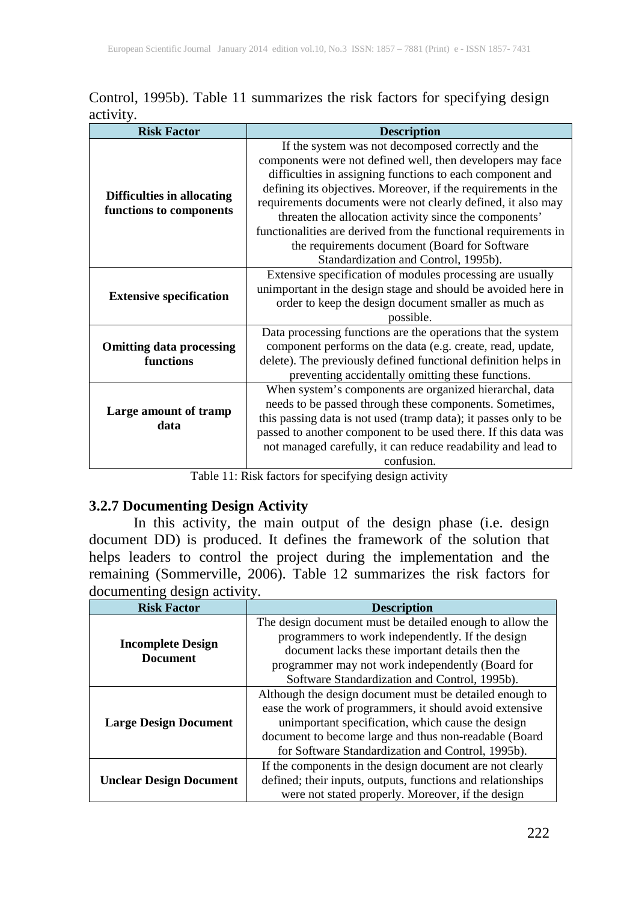Control, 1995b). Table 11 summarizes the risk factors for specifying design activity.

| Risk Factor | Description |
| --- | --- |
| **Difficulties in allocating functions to components** | If the system was not decomposed correctly and the components were not defined well, then developers may face difficulties in assigning functions to each component and defining its objectives. Moreover, if the requirements in the requirements documents were not clearly defined, it also may threaten the allocation activity since the components' functionalities are derived from the functional requirements in the requirements document (Board for Software Standardization and Control, 1995b). |
| **Extensive specification** | Extensive specification of modules processing are usually unimportant in the design stage and should be avoided here in order to keep the design document smaller as much as possible. |
| **Omitting data processing functions** | Data processing functions are the operations that the system component performs on the data (e.g. create, read, update, delete). The previously defined functional definition helps in preventing accidentally omitting these functions. |
| **Large amount of tramp data** | When system's components are organized hierarchal, data needs to be passed through these components. Sometimes, this passing data is not used (tramp data); it passes only to be passed to another component to be used there. If this data was not managed carefully, it can reduce readability and lead to confusion. |

Table 11: Risk factors for specifying design activity

### 3.2.7 Documenting Design Activity

In this activity, the main output of the design phase (i.e. design document DD) is produced. It defines the framework of the solution that helps leaders to control the project during the implementation and the remaining (Sommerville, 2006). Table 12 summarizes the risk factors for documenting design activity.

| Risk Factor | Description |
| --- | --- |
| **Incomplete Design Document** | The design document must be detailed enough to allow the programmers to work independently. If the design document lacks these important details then the programmer may not work independently (Board for Software Standardization and Control, 1995b). |
| **Large Design Document** | Although the design document must be detailed enough to ease the work of programmers, it should avoid extensive unimportant specification, which cause the design document to become large and thus non-readable (Board for Software Standardization and Control, 1995b). |
| **Unclear Design Document** | If the components in the design document are not clearly defined; their inputs, outputs, functions and relationships were not stated properly. Moreover, if the design |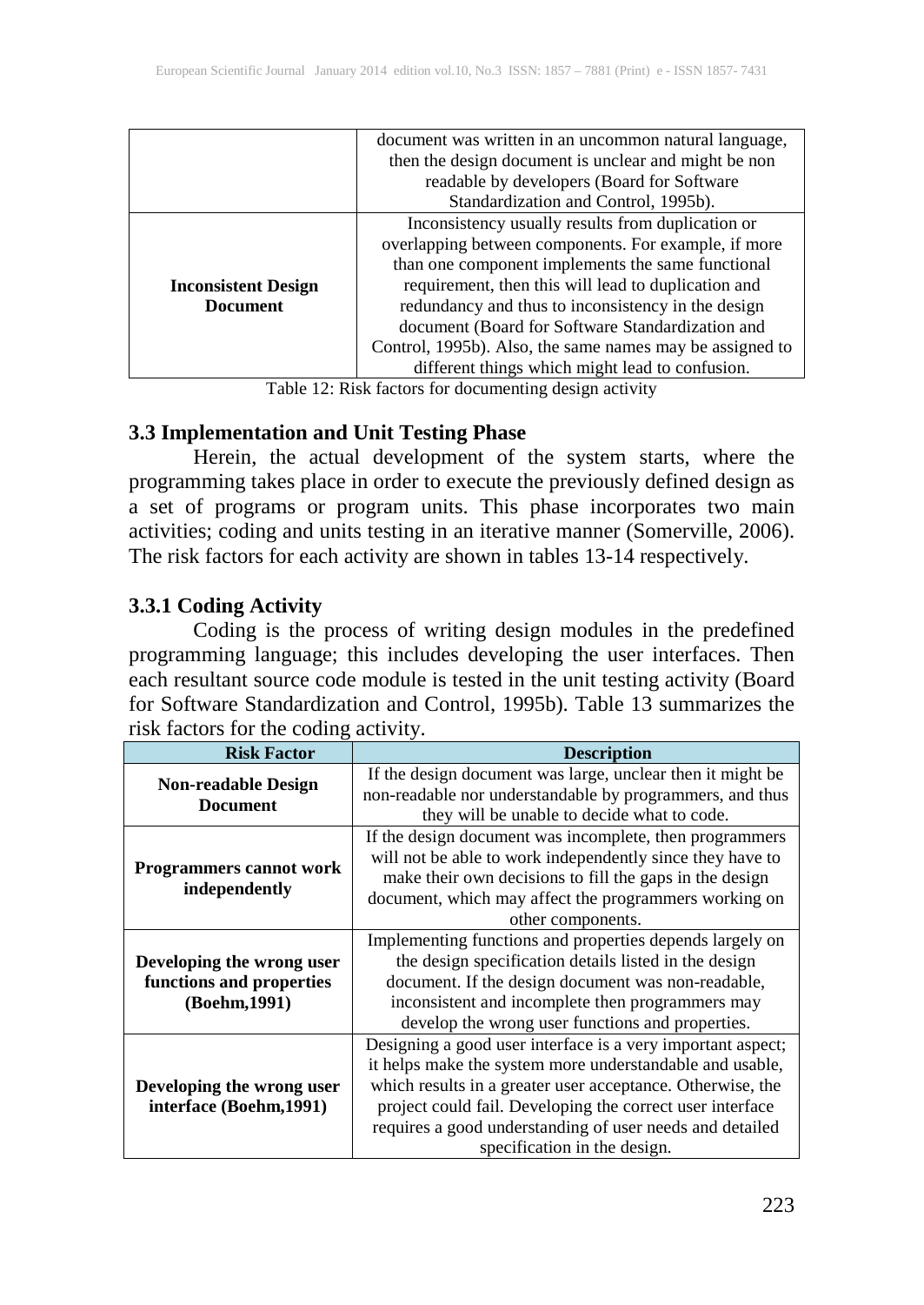| | |
|---|---|
| | document was written in an uncommon natural language, then the design document is unclear and might be non readable by developers (Board for Software Standardization and Control, 1995b). |
| **Inconsistent Design Document** | Inconsistency usually results from duplication or overlapping between components. For example, if more than one component implements the same functional requirement, then this will lead to duplication and redundancy and thus to inconsistency in the design document (Board for Software Standardization and Control, 1995b). Also, the same names may be assigned to different things which might lead to confusion. |

Table 12: Risk factors for documenting design activity

### 3.3 Implementation and Unit Testing Phase

Herein, the actual development of the system starts, where the programming takes place in order to execute the previously defined design as a set of programs or program units. This phase incorporates two main activities; coding and units testing in an iterative manner (Somerville, 2006). The risk factors for each activity are shown in tables 13-14 respectively.

### 3.3.1 Coding Activity

Coding is the process of writing design modules in the predefined programming language; this includes developing the user interfaces. Then each resultant source code module is tested in the unit testing activity (Board for Software Standardization and Control, 1995b). Table 13 summarizes the risk factors for the coding activity.

| Risk Factor | Description |
|---|---|
| **Non-readable Design Document** | If the design document was large, unclear then it might be non-readable nor understandable by programmers, and thus they will be unable to decide what to code. |
| **Programmers cannot work independently** | If the design document was incomplete, then programmers will not be able to work independently since they have to make their own decisions to fill the gaps in the design document, which may affect the programmers working on other components. |
| **Developing the wrong user functions and properties (Boehm,1991)** | Implementing functions and properties depends largely on the design specification details listed in the design document. If the design document was non-readable, inconsistent and incomplete then programmers may develop the wrong user functions and properties. |
| **Developing the wrong user interface (Boehm,1991)** | Designing a good user interface is a very important aspect; it helps make the system more understandable and usable, which results in a greater user acceptance. Otherwise, the project could fail. Developing the correct user interface requires a good understanding of user needs and detailed specification in the design. |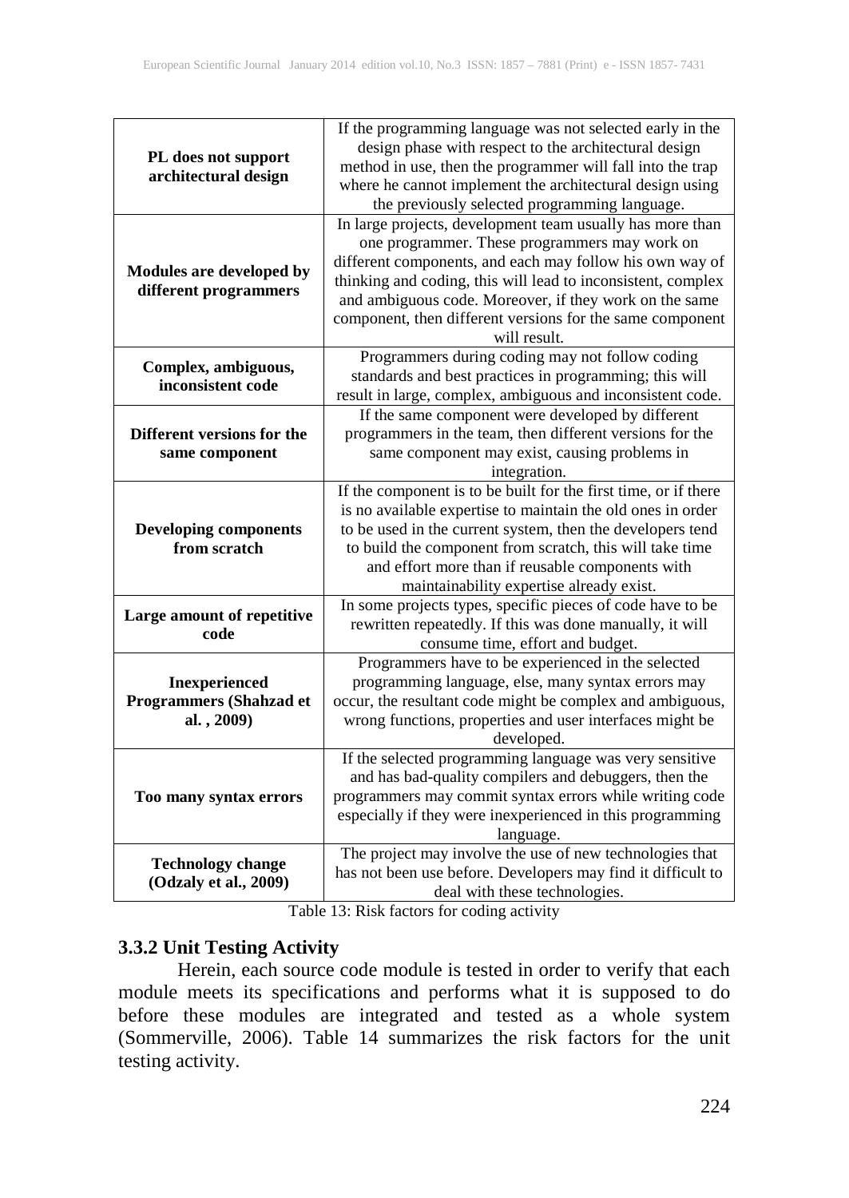| | |
|---|---|
| **PL does not support architectural design** | If the programming language was not selected early in the design phase with respect to the architectural design method in use, then the programmer will fall into the trap where he cannot implement the architectural design using the previously selected programming language. |
| **Modules are developed by different programmers** | In large projects, development team usually has more than one programmer. These programmers may work on different components, and each may follow his own way of thinking and coding, this will lead to inconsistent, complex and ambiguous code. Moreover, if they work on the same component, then different versions for the same component will result. |
| **Complex, ambiguous, inconsistent code** | Programmers during coding may not follow coding standards and best practices in programming; this will result in large, complex, ambiguous and inconsistent code. |
| **Different versions for the same component** | If the same component were developed by different programmers in the team, then different versions for the same component may exist, causing problems in integration. |
| **Developing components from scratch** | If the component is to be built for the first time, or if there is no available expertise to maintain the old ones in order to be used in the current system, then the developers tend to build the component from scratch, this will take time and effort more than if reusable components with maintainability expertise already exist. |
| **Large amount of repetitive code** | In some projects types, specific pieces of code have to be rewritten repeatedly. If this was done manually, it will consume time, effort and budget. |
| **Inexperienced Programmers (Shahzad et al. , 2009)** | Programmers have to be experienced in the selected programming language, else, many syntax errors may occur, the resultant code might be complex and ambiguous, wrong functions, properties and user interfaces might be developed. |
| **Too many syntax errors** | If the selected programming language was very sensitive and has bad-quality compilers and debuggers, then the programmers may commit syntax errors while writing code especially if they were inexperienced in this programming language. |
| **Technology change (Odzaly et al., 2009)** | The project may involve the use of new technologies that has not been use before. Developers may find it difficult to deal with these technologies. |

Table 13: Risk factors for coding activity

### 3.3.2 Unit Testing Activity

Herein, each source code module is tested in order to verify that each module meets its specifications and performs what it is supposed to do before these modules are integrated and tested as a whole system (Sommerville, 2006). Table 14 summarizes the risk factors for the unit testing activity.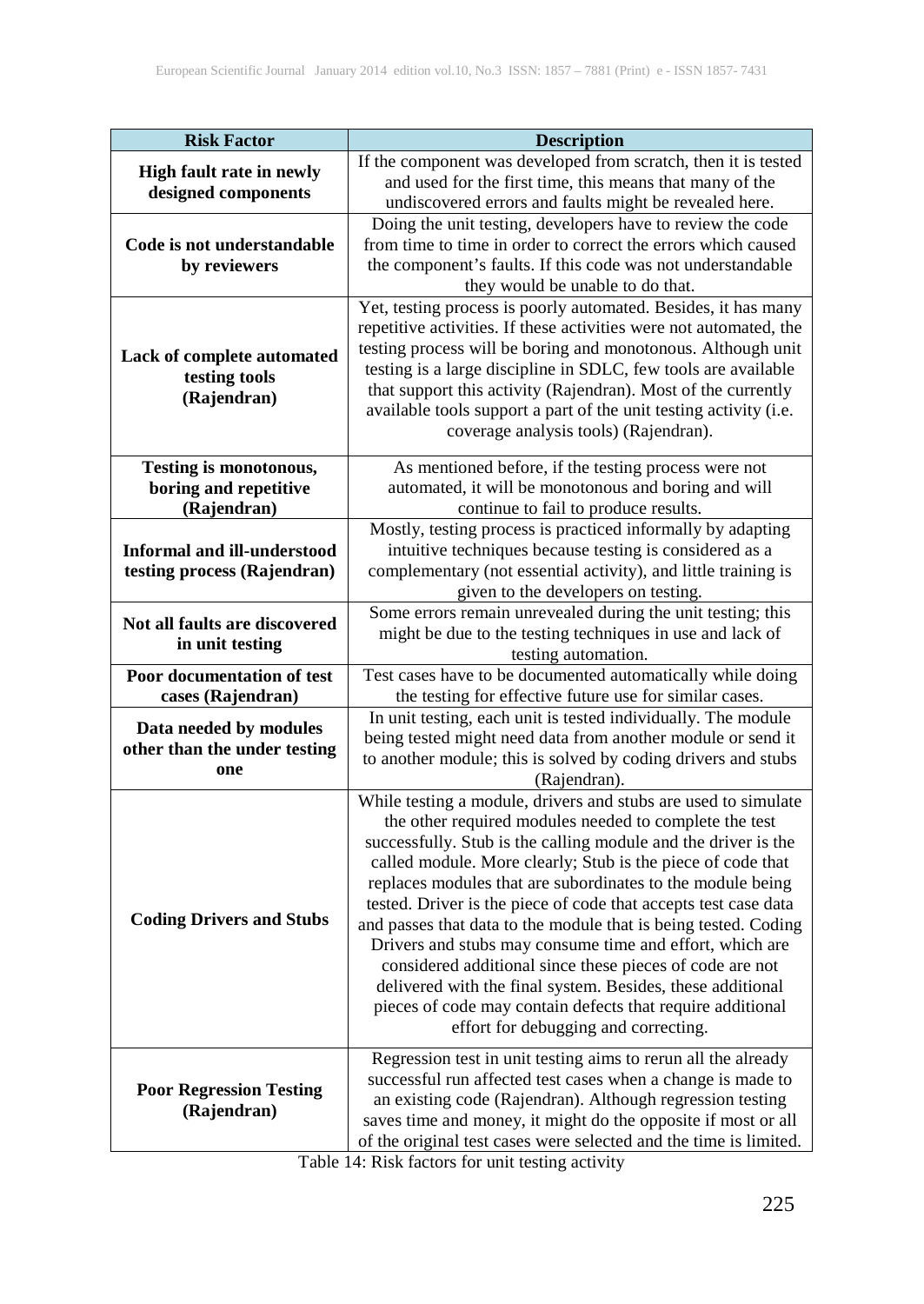| Risk Factor | Description |
|---|---|
| **High fault rate in newly designed components** | If the component was developed from scratch, then it is tested and used for the first time, this means that many of the undiscovered errors and faults might be revealed here. |
| **Code is not understandable by reviewers** | Doing the unit testing, developers have to review the code from time to time in order to correct the errors which caused the component's faults. If this code was not understandable they would be unable to do that. |
| **Lack of complete automated testing tools (Rajendran)** | Yet, testing process is poorly automated. Besides, it has many repetitive activities. If these activities were not automated, the testing process will be boring and monotonous. Although unit testing is a large discipline in SDLC, few tools are available that support this activity (Rajendran). Most of the currently available tools support a part of the unit testing activity (i.e. coverage analysis tools) (Rajendran). |
| **Testing is monotonous, boring and repetitive (Rajendran)** | As mentioned before, if the testing process were not automated, it will be monotonous and boring and will continue to fail to produce results. |
| **Informal and ill-understood testing process (Rajendran)** | Mostly, testing process is practiced informally by adapting intuitive techniques because testing is considered as a complementary (not essential activity), and little training is given to the developers on testing. |
| **Not all faults are discovered in unit testing** | Some errors remain unrevealed during the unit testing; this might be due to the testing techniques in use and lack of testing automation. |
| **Poor documentation of test cases (Rajendran)** | Test cases have to be documented automatically while doing the testing for effective future use for similar cases. |
| **Data needed by modules other than the under testing one** | In unit testing, each unit is tested individually. The module being tested might need data from another module or send it to another module; this is solved by coding drivers and stubs (Rajendran). |
| **Coding Drivers and Stubs** | While testing a module, drivers and stubs are used to simulate the other required modules needed to complete the test successfully. Stub is the calling module and the driver is the called module. More clearly; Stub is the piece of code that replaces modules that are subordinates to the module being tested. Driver is the piece of code that accepts test case data and passes that data to the module that is being tested. Coding Drivers and stubs may consume time and effort, which are considered additional since these pieces of code are not delivered with the final system. Besides, these additional pieces of code may contain defects that require additional effort for debugging and correcting. |
| **Poor Regression Testing (Rajendran)** | Regression test in unit testing aims to rerun all the already successful run affected test cases when a change is made to an existing code (Rajendran). Although regression testing saves time and money, it might do the opposite if most or all of the original test cases were selected and the time is limited. |

Table 14: Risk factors for unit testing activity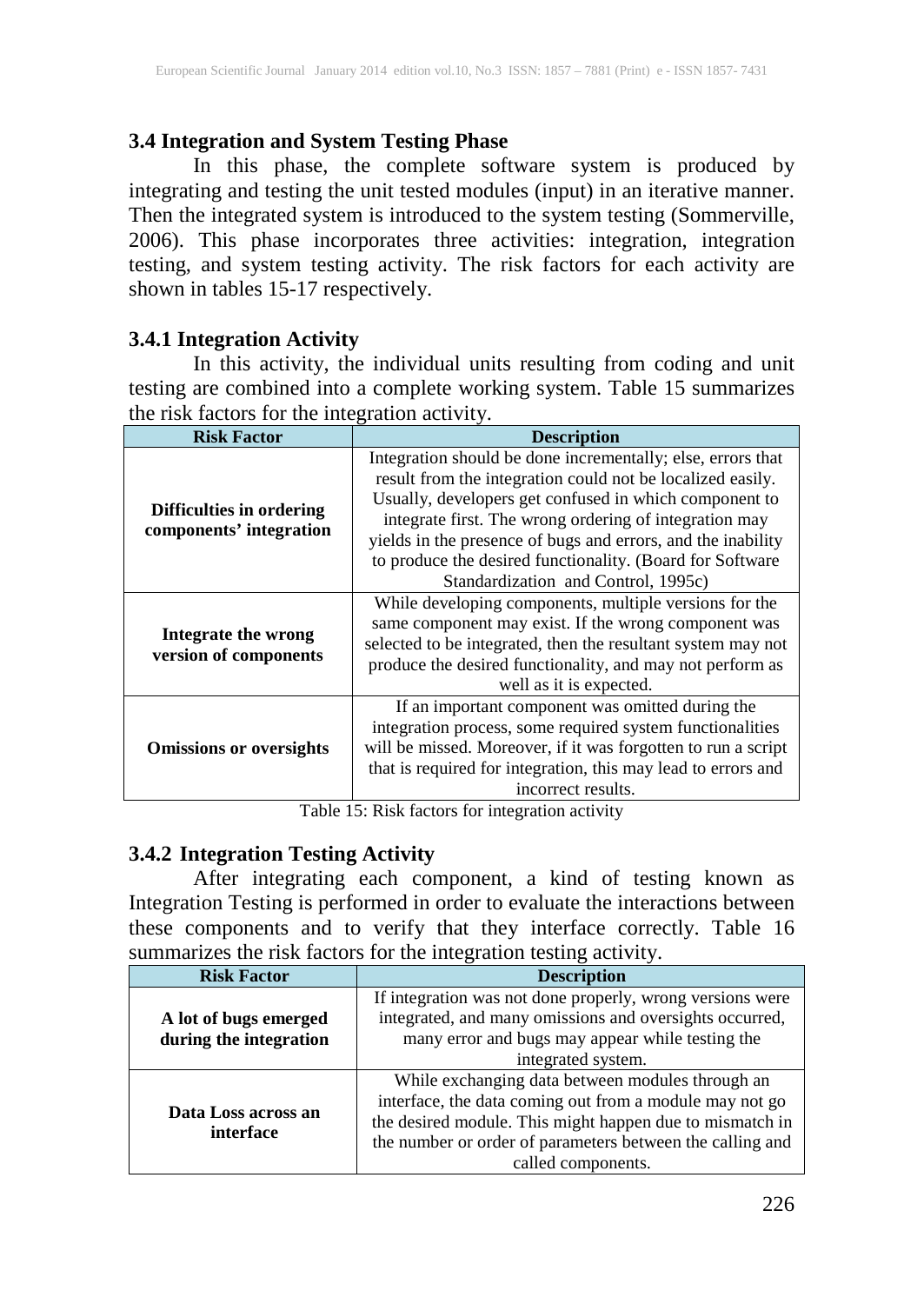### 3.4 Integration and System Testing Phase

In this phase, the complete software system is produced by integrating and testing the unit tested modules (input) in an iterative manner. Then the integrated system is introduced to the system testing (Sommerville, 2006). This phase incorporates three activities: integration, integration testing, and system testing activity. The risk factors for each activity are shown in tables 15-17 respectively.

#### 3.4.1 Integration Activity

In this activity, the individual units resulting from coding and unit testing are combined into a complete working system. Table 15 summarizes the risk factors for the integration activity.

| Risk Factor | Description |
|---|---|
| **Difficulties in ordering components' integration** | Integration should be done incrementally; else, errors that result from the integration could not be localized easily. Usually, developers get confused in which component to integrate first. The wrong ordering of integration may yields in the presence of bugs and errors, and the inability to produce the desired functionality. (Board for Software Standardization and Control, 1995c) |
| **Integrate the wrong version of components** | While developing components, multiple versions for the same component may exist. If the wrong component was selected to be integrated, then the resultant system may not produce the desired functionality, and may not perform as well as it is expected. |
| **Omissions or oversights** | If an important component was omitted during the integration process, some required system functionalities will be missed. Moreover, if it was forgotten to run a script that is required for integration, this may lead to errors and incorrect results. |

Table 15: Risk factors for integration activity

#### 3.4.2 Integration Testing Activity

After integrating each component, a kind of testing known as Integration Testing is performed in order to evaluate the interactions between these components and to verify that they interface correctly. Table 16 summarizes the risk factors for the integration testing activity.

| Risk Factor | Description |
|---|---|
| **A lot of bugs emerged during the integration** | If integration was not done properly, wrong versions were integrated, and many omissions and oversights occurred, many error and bugs may appear while testing the integrated system. |
| **Data Loss across an interface** | While exchanging data between modules through an interface, the data coming out from a module may not go the desired module. This might happen due to mismatch in the number or order of parameters between the calling and called components. |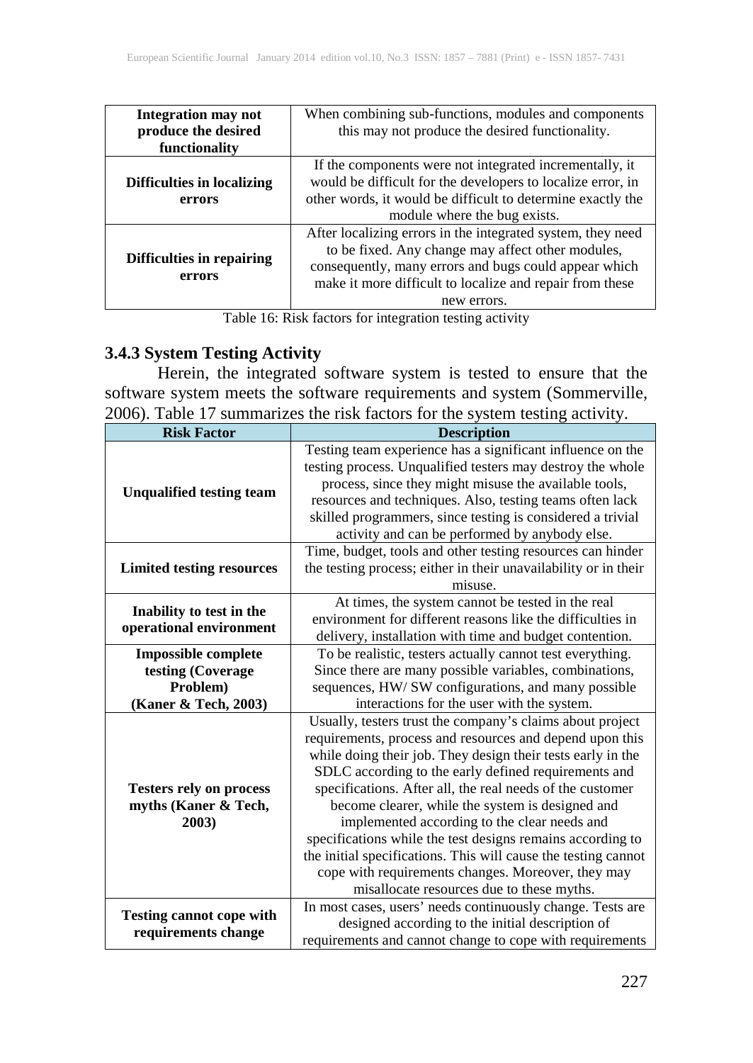| | |
|---|---|
| **Integration may not produce the desired functionality** | When combining sub-functions, modules and components this may not produce the desired functionality. |
| **Difficulties in localizing errors** | If the components were not integrated incrementally, it would be difficult for the developers to localize error, in other words, it would be difficult to determine exactly the module where the bug exists. |
| **Difficulties in repairing errors** | After localizing errors in the integrated system, they need to be fixed. Any change may affect other modules, consequently, many errors and bugs could appear which make it more difficult to localize and repair from these new errors. |

Table 16: Risk factors for integration testing activity

### 3.4.3 System Testing Activity

Herein, the integrated software system is tested to ensure that the software system meets the software requirements and system (Sommerville, 2006). Table 17 summarizes the risk factors for the system testing activity.

| Risk Factor | Description |
|---|---|
| **Unqualified testing team** | Testing team experience has a significant influence on the testing process. Unqualified testers may destroy the whole process, since they might misuse the available tools, resources and techniques. Also, testing teams often lack skilled programmers, since testing is considered a trivial activity and can be performed by anybody else. |
| **Limited testing resources** | Time, budget, tools and other testing resources can hinder the testing process; either in their unavailability or in their misuse. |
| **Inability to test in the operational environment** | At times, the system cannot be tested in the real environment for different reasons like the difficulties in delivery, installation with time and budget contention. |
| **Impossible complete testing (Coverage Problem) (Kaner & Tech, 2003)** | To be realistic, testers actually cannot test everything. Since there are many possible variables, combinations, sequences, HW/ SW configurations, and many possible interactions for the user with the system. |
| **Testers rely on process myths (Kaner & Tech, 2003)** | Usually, testers trust the company's claims about project requirements, process and resources and depend upon this while doing their job. They design their tests early in the SDLC according to the early defined requirements and specifications. After all, the real needs of the customer become clearer, while the system is designed and implemented according to the clear needs and specifications while the test designs remains according to the initial specifications. This will cause the testing cannot cope with requirements changes. Moreover, they may misallocate resources due to these myths. |
| **Testing cannot cope with requirements change** | In most cases, users' needs continuously change. Tests are designed according to the initial description of requirements and cannot change to cope with requirements |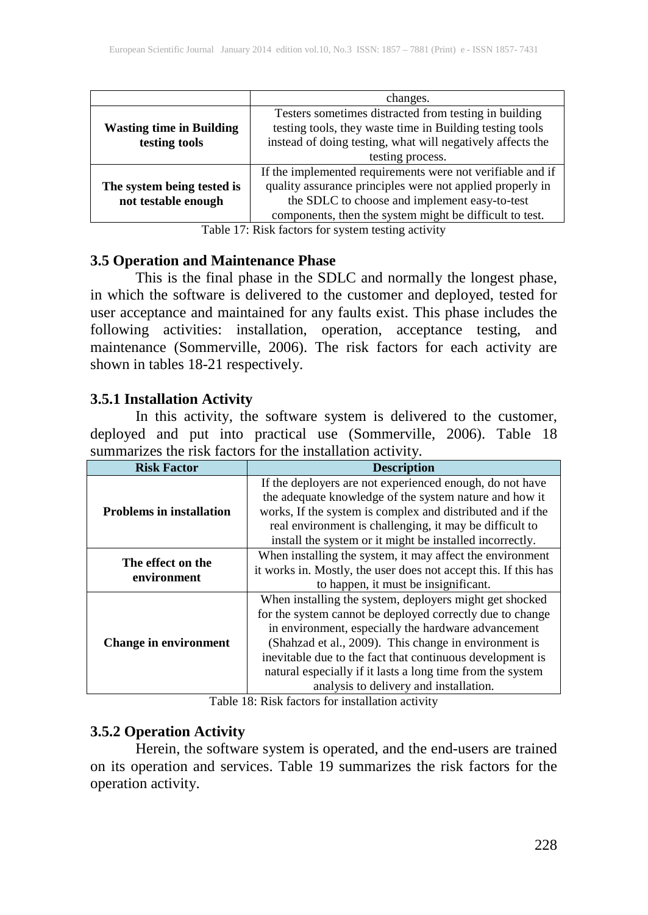| | |
|---|---|
| | changes. |
| **Wasting time in Building testing tools** | Testers sometimes distracted from testing in building testing tools, they waste time in Building testing tools instead of doing testing, what will negatively affects the testing process. |
| **The system being tested is not testable enough** | If the implemented requirements were not verifiable and if quality assurance principles were not applied properly in the SDLC to choose and implement easy-to-test components, then the system might be difficult to test. |

Table 17: Risk factors for system testing activity

### 3.5 Operation and Maintenance Phase

This is the final phase in the SDLC and normally the longest phase, in which the software is delivered to the customer and deployed, tested for user acceptance and maintained for any faults exist. This phase includes the following activities: installation, operation, acceptance testing, and maintenance (Sommerville, 2006). The risk factors for each activity are shown in tables 18-21 respectively.

### 3.5.1 Installation Activity

In this activity, the software system is delivered to the customer, deployed and put into practical use (Sommerville, 2006). Table 18 summarizes the risk factors for the installation activity.

| Risk Factor | Description |
|---|---|
| **Problems in installation** | If the deployers are not experienced enough, do not have the adequate knowledge of the system nature and how it works, If the system is complex and distributed and if the real environment is challenging, it may be difficult to install the system or it might be installed incorrectly. |
| **The effect on the environment** | When installing the system, it may affect the environment it works in. Mostly, the user does not accept this. If this has to happen, it must be insignificant. |
| **Change in environment** | When installing the system, deployers might get shocked for the system cannot be deployed correctly due to change in environment, especially the hardware advancement (Shahzad et al., 2009). This change in environment is inevitable due to the fact that continuous development is natural especially if it lasts a long time from the system analysis to delivery and installation. |

Table 18: Risk factors for installation activity

### 3.5.2 Operation Activity

Herein, the software system is operated, and the end-users are trained on its operation and services. Table 19 summarizes the risk factors for the operation activity.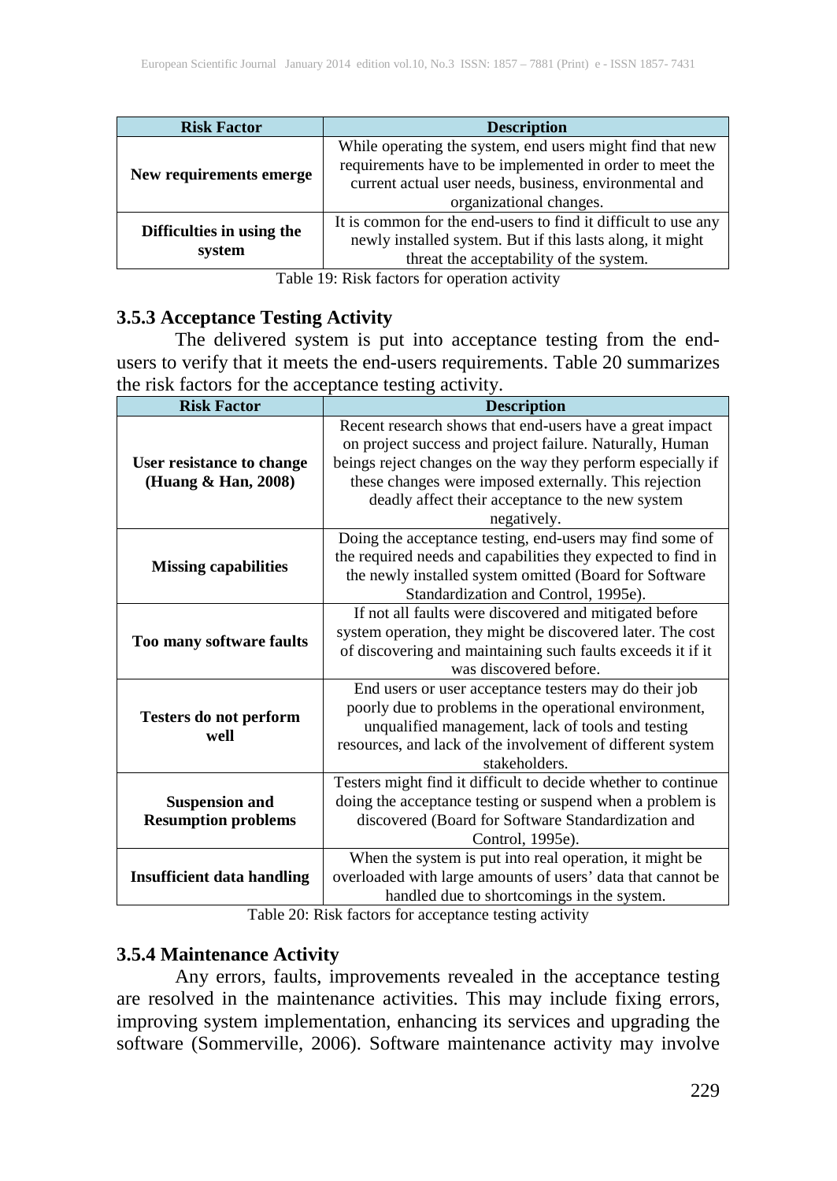| Risk Factor | Description |
|---|---|
| **New requirements emerge** | While operating the system, end users might find that new requirements have to be implemented in order to meet the current actual user needs, business, environmental and organizational changes. |
| **Difficulties in using the system** | It is common for the end-users to find it difficult to use any newly installed system. But if this lasts along, it might threat the acceptability of the system. |

Table 19: Risk factors for operation activity

### 3.5.3 Acceptance Testing Activity

The delivered system is put into acceptance testing from the end-users to verify that it meets the end-users requirements. Table 20 summarizes the risk factors for the acceptance testing activity.

| Risk Factor | Description |
|---|---|
| **User resistance to change (Huang & Han, 2008)** | Recent research shows that end-users have a great impact on project success and project failure. Naturally, Human beings reject changes on the way they perform especially if these changes were imposed externally. This rejection deadly affect their acceptance to the new system negatively. |
| **Missing capabilities** | Doing the acceptance testing, end-users may find some of the required needs and capabilities they expected to find in the newly installed system omitted (Board for Software Standardization and Control, 1995e). |
| **Too many software faults** | If not all faults were discovered and mitigated before system operation, they might be discovered later. The cost of discovering and maintaining such faults exceeds it if it was discovered before. |
| **Testers do not perform well** | End users or user acceptance testers may do their job poorly due to problems in the operational environment, unqualified management, lack of tools and testing resources, and lack of the involvement of different system stakeholders. |
| **Suspension and Resumption problems** | Testers might find it difficult to decide whether to continue doing the acceptance testing or suspend when a problem is discovered (Board for Software Standardization and Control, 1995e). |
| **Insufficient data handling** | When the system is put into real operation, it might be overloaded with large amounts of users' data that cannot be handled due to shortcomings in the system. |

Table 20: Risk factors for acceptance testing activity

### 3.5.4 Maintenance Activity

Any errors, faults, improvements revealed in the acceptance testing are resolved in the maintenance activities. This may include fixing errors, improving system implementation, enhancing its services and upgrading the software (Sommerville, 2006). Software maintenance activity may involve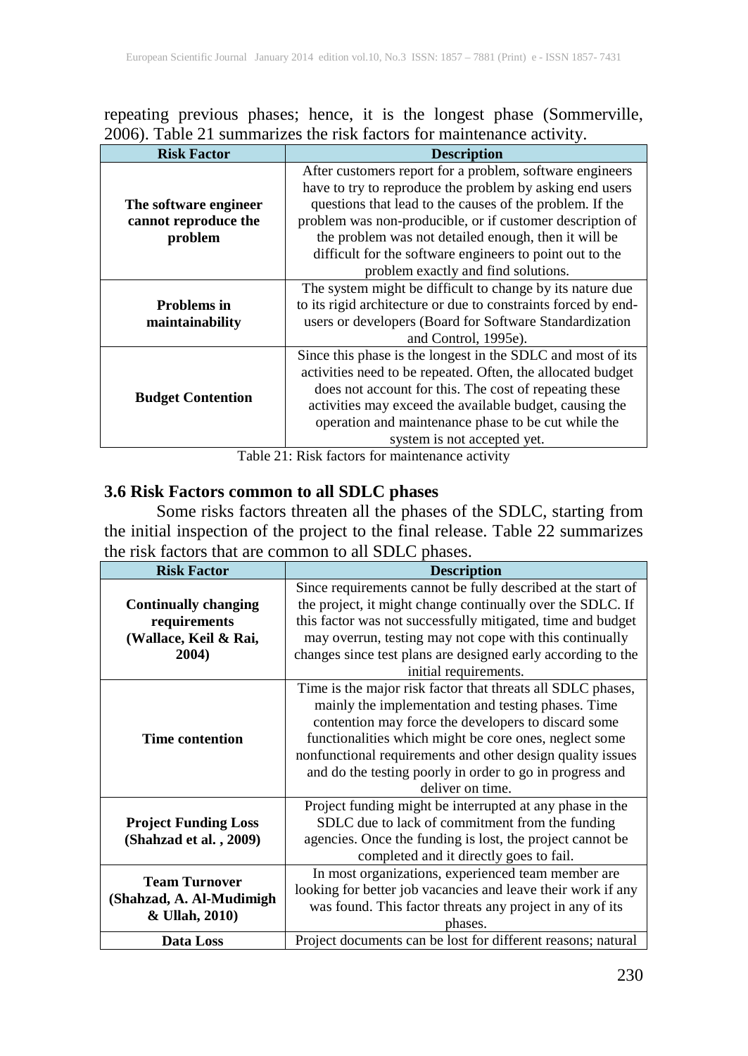repeating previous phases; hence, it is the longest phase (Sommerville, 2006). Table 21 summarizes the risk factors for maintenance activity.

| Risk Factor | Description |
| --- | --- |
| **The software engineer cannot reproduce the problem** | After customers report for a problem, software engineers have to try to reproduce the problem by asking end users questions that lead to the causes of the problem. If the problem was non-producible, or if customer description of the problem was not detailed enough, then it will be difficult for the software engineers to point out to the problem exactly and find solutions. |
| **Problems in maintainability** | The system might be difficult to change by its nature due to its rigid architecture or due to constraints forced by end-users or developers (Board for Software Standardization and Control, 1995e). |
| **Budget Contention** | Since this phase is the longest in the SDLC and most of its activities need to be repeated. Often, the allocated budget does not account for this. The cost of repeating these activities may exceed the available budget, causing the operation and maintenance phase to be cut while the system is not accepted yet. |

Table 21: Risk factors for maintenance activity

### 3.6 Risk Factors common to all SDLC phases

Some risks factors threaten all the phases of the SDLC, starting from the initial inspection of the project to the final release. Table 22 summarizes the risk factors that are common to all SDLC phases.

| Risk Factor | Description |
| --- | --- |
| **Continually changing requirements (Wallace, Keil & Rai, 2004)** | Since requirements cannot be fully described at the start of the project, it might change continually over the SDLC. If this factor was not successfully mitigated, time and budget may overrun, testing may not cope with this continually changes since test plans are designed early according to the initial requirements. |
| **Time contention** | Time is the major risk factor that threats all SDLC phases, mainly the implementation and testing phases. Time contention may force the developers to discard some functionalities which might be core ones, neglect some nonfunctional requirements and other design quality issues and do the testing poorly in order to go in progress and deliver on time. |
| **Project Funding Loss (Shahzad et al. , 2009)** | Project funding might be interrupted at any phase in the SDLC due to lack of commitment from the funding agencies. Once the funding is lost, the project cannot be completed and it directly goes to fail. |
| **Team Turnover (Shahzad, A. Al-Mudimigh & Ullah, 2010)** | In most organizations, experienced team member are looking for better job vacancies and leave their work if any was found. This factor threats any project in any of its phases. |
| **Data Loss** | Project documents can be lost for different reasons; natural |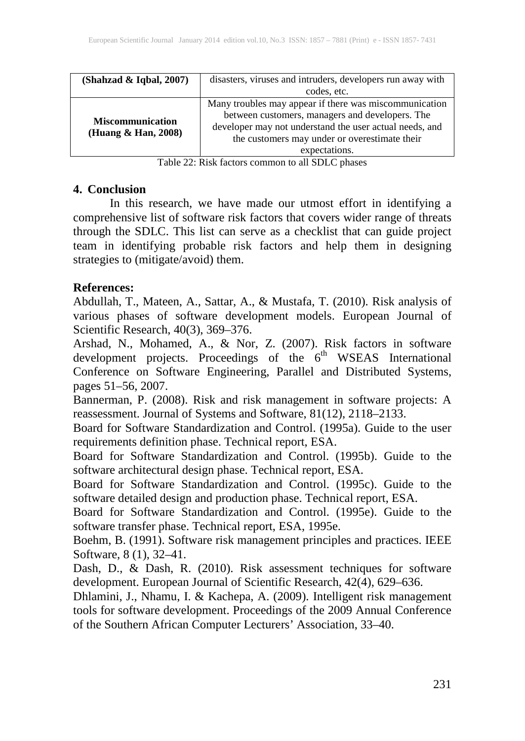| (Shahzad & Iqbal, 2007) | disasters, viruses and intruders, developers run away with codes, etc. |
|---|---|
| **Miscommunication (Huang & Han, 2008)** | Many troubles may appear if there was miscommunication between customers, managers and developers. The developer may not understand the user actual needs, and the customers may under or overestimate their expectations. |

Table 22: Risk factors common to all SDLC phases

## 4. Conclusion

In this research, we have made our utmost effort in identifying a comprehensive list of software risk factors that covers wider range of threats through the SDLC. This list can serve as a checklist that can guide project team in identifying probable risk factors and help them in designing strategies to (mitigate/avoid) them.

## References:

Abdullah, T., Mateen, A., Sattar, A., & Mustafa, T. (2010). Risk analysis of various phases of software development models. European Journal of Scientific Research, 40(3), 369–376.

Arshad, N., Mohamed, A., & Nor, Z. (2007). Risk factors in software development projects. Proceedings of the 6th WSEAS International Conference on Software Engineering, Parallel and Distributed Systems, pages 51–56, 2007.

Bannerman, P. (2008). Risk and risk management in software projects: A reassessment. Journal of Systems and Software, 81(12), 2118–2133.

Board for Software Standardization and Control. (1995a). Guide to the user requirements definition phase. Technical report, ESA.

Board for Software Standardization and Control. (1995b). Guide to the software architectural design phase. Technical report, ESA.

Board for Software Standardization and Control. (1995c). Guide to the software detailed design and production phase. Technical report, ESA.

Board for Software Standardization and Control. (1995e). Guide to the software transfer phase. Technical report, ESA, 1995e.

Boehm, B. (1991). Software risk management principles and practices. IEEE Software, 8 (1), 32–41.

Dash, D., & Dash, R. (2010). Risk assessment techniques for software development. European Journal of Scientific Research, 42(4), 629–636.

Dhlamini, J., Nhamu, I. & Kachepa, A. (2009). Intelligent risk management tools for software development. Proceedings of the 2009 Annual Conference of the Southern African Computer Lecturers' Association, 33–40.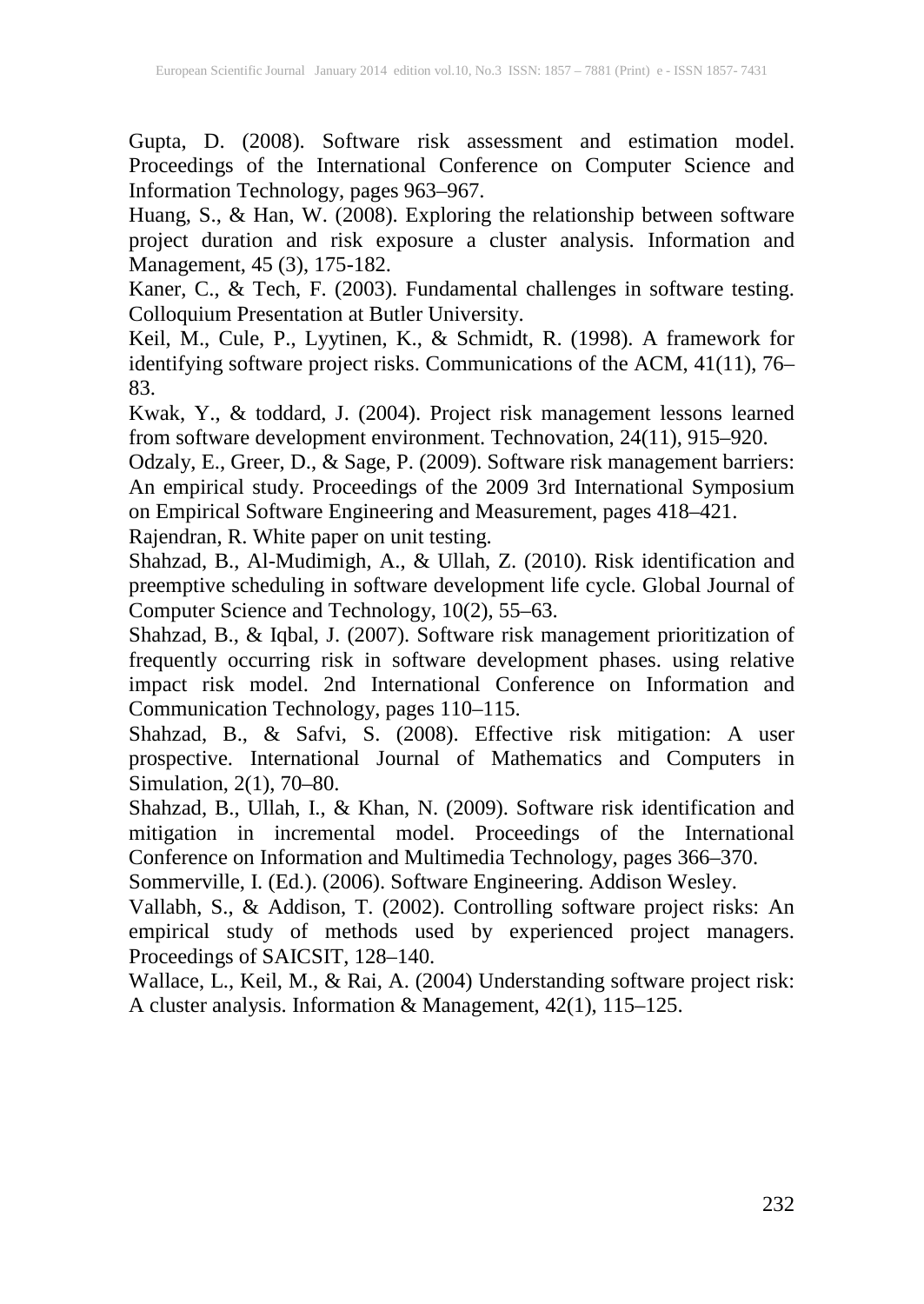Gupta, D. (2008). Software risk assessment and estimation model. Proceedings of the International Conference on Computer Science and Information Technology, pages 963–967.

Huang, S., & Han, W. (2008). Exploring the relationship between software project duration and risk exposure a cluster analysis. Information and Management, 45 (3), 175-182.

Kaner, C., & Tech, F. (2003). Fundamental challenges in software testing. Colloquium Presentation at Butler University.

Keil, M., Cule, P., Lyytinen, K., & Schmidt, R. (1998). A framework for identifying software project risks. Communications of the ACM, 41(11), 76–83.

Kwak, Y., & toddard, J. (2004). Project risk management lessons learned from software development environment. Technovation, 24(11), 915–920.

Odzaly, E., Greer, D., & Sage, P. (2009). Software risk management barriers: An empirical study. Proceedings of the 2009 3rd International Symposium on Empirical Software Engineering and Measurement, pages 418–421.

Rajendran, R. White paper on unit testing.

Shahzad, B., Al-Mudimigh, A., & Ullah, Z. (2010). Risk identification and preemptive scheduling in software development life cycle. Global Journal of Computer Science and Technology, 10(2), 55–63.

Shahzad, B., & Iqbal, J. (2007). Software risk management prioritization of frequently occurring risk in software development phases. using relative impact risk model. 2nd International Conference on Information and Communication Technology, pages 110–115.

Shahzad, B., & Safvi, S. (2008). Effective risk mitigation: A user prospective. International Journal of Mathematics and Computers in Simulation, 2(1), 70–80.

Shahzad, B., Ullah, I., & Khan, N. (2009). Software risk identification and mitigation in incremental model. Proceedings of the International Conference on Information and Multimedia Technology, pages 366–370.

Sommerville, I. (Ed.). (2006). Software Engineering. Addison Wesley.

Vallabh, S., & Addison, T. (2002). Controlling software project risks: An empirical study of methods used by experienced project managers. Proceedings of SAICSIT, 128–140.

Wallace, L., Keil, M., & Rai, A. (2004) Understanding software project risk: A cluster analysis. Information & Management, 42(1), 115–125.